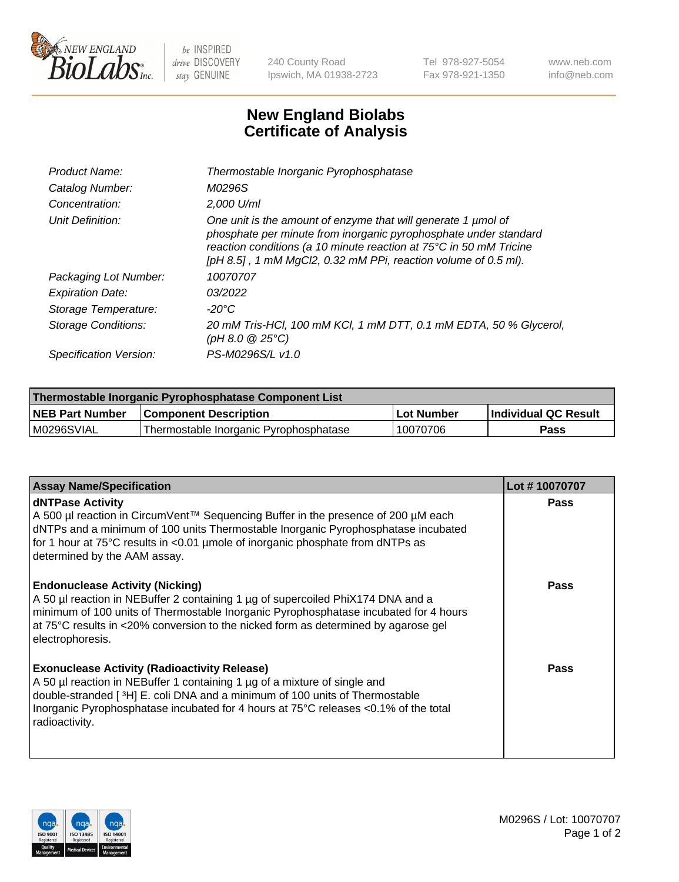240 County Road
Ipswich, MA 01938-2723

Tel 978-927-5054
Fax 978-921-1350

www.neb.com
info@neb.com

# New England Biolabs
# Certificate of Analysis

| | |
|---|---|
| *Product Name:* | *Thermostable Inorganic Pyrophosphatase* |
| *Catalog Number:* | *M0296S* |
| *Concentration:* | *2,000 U/ml* |
| *Unit Definition:* | *One unit is the amount of enzyme that will generate 1 µmol of phosphate per minute from inorganic pyrophosphate under standard reaction conditions (a 10 minute reaction at 75°C in 50 mM Tricine [pH 8.5] , 1 mM MgCl2, 0.32 mM PPi, reaction volume of 0.5 ml).* |
| *Packaging Lot Number:* | *10070707* |
| *Expiration Date:* | *03/2022* |
| *Storage Temperature:* | *-20°C* |
| *Storage Conditions:* | *20 mM Tris-HCl, 100 mM KCl, 1 mM DTT, 0.1 mM EDTA, 50 % Glycerol, (pH 8.0 @ 25°C)* |
| *Specification Version:* | *PS-M0296S/L v1.0* |

| Thermostable Inorganic Pyrophosphatase Component List | | | |
|---|---|---|---|
| **NEB Part Number** | **Component Description** | **Lot Number** | **Individual QC Result** |
| M0296SVIAL | Thermostable Inorganic Pyrophosphatase | 10070706 | **Pass** |

| Assay Name/Specification | Lot # 10070707 |
|---|---|
| **dNTPase Activity**<br>A 500 µl reaction in CircumVent™ Sequencing Buffer in the presence of 200 µM each dNTPs and a minimum of 100 units Thermostable Inorganic Pyrophosphatase incubated for 1 hour at 75°C results in <0.01 µmole of inorganic phosphate from dNTPs as determined by the AAM assay. | **Pass** |
| **Endonuclease Activity (Nicking)**<br>A 50 µl reaction in NEBuffer 2 containing 1 µg of supercoiled PhiX174 DNA and a minimum of 100 units of Thermostable Inorganic Pyrophosphatase incubated for 4 hours at 75°C results in <20% conversion to the nicked form as determined by agarose gel electrophoresis. | **Pass** |
| **Exonuclease Activity (Radioactivity Release)**<br>A 50 µl reaction in NEBuffer 1 containing 1 µg of a mixture of single and double-stranded [ $^3$H] E. coli DNA and a minimum of 100 units of Thermostable Inorganic Pyrophosphatase incubated for 4 hours at 75°C releases <0.1% of the total radioactivity. | **Pass** |

M0296S / Lot: 10070707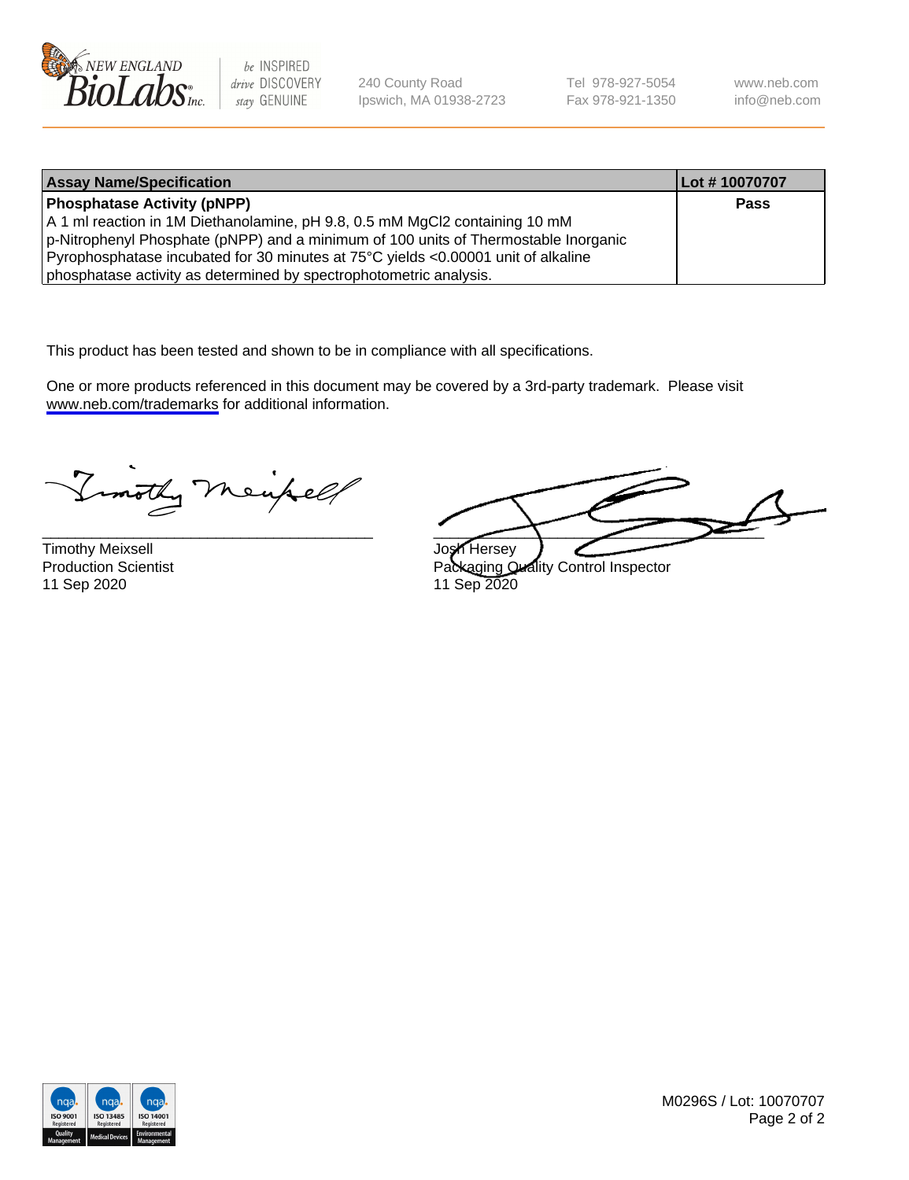| Assay Name/Specification | Lot # 10070707 |
| --- | --- |
| **Phosphatase Activity (pNPP)** A 1 ml reaction in 1M Diethanolamine, pH 9.8, 0.5 mM $MgCl_2$ containing 10 mM p-Nitrophenyl Phosphate (pNPP) and a minimum of 100 units of Thermostable Inorganic Pyrophosphatase incubated for 30 minutes at 75°C yields <0.00001 unit of alkaline phosphatase activity as determined by spectrophotometric analysis. | **Pass** |

This product has been tested and shown to be in compliance with all specifications.

One or more products referenced in this document may be covered by a 3rd-party trademark. Please visit www.neb.com/trademarks for additional information.

Timothy Meixsell
Production Scientist
11 Sep 2020

Josh Hersey
Packaging Quality Control Inspector
11 Sep 2020

M0296S / Lot: 10070707